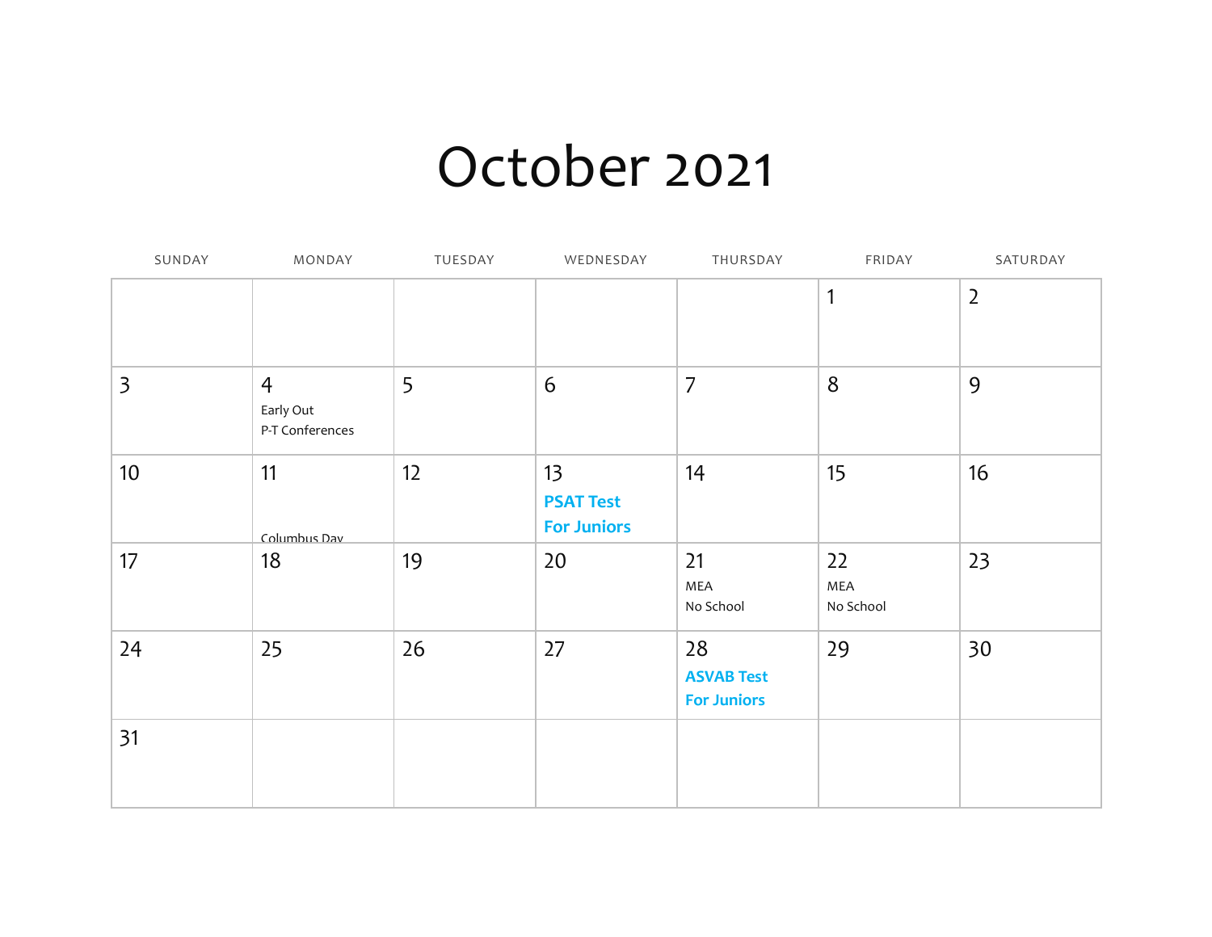# October 2021

| SUNDAY | MONDAY | TUESDAY | WEDNESDAY | THURSDAY | FRIDAY | SATURDAY |
|---|---|---|---|---|---|---|
| | | | | | 1 | 2 |
| 3 | 4 Early Out P-T Conferences | 5 | 6 | 7 | 8 | 9 |
| 10 | 11 Columbus Day | 12 | 13 **PSAT Test For Juniors** | 14 | 15 | 16 |
| 17 | 18 | 19 | 20 | 21 MEA No School | 22 MEA No School | 23 |
| 24 | 25 | 26 | 27 | 28 **ASVAB Test For Juniors** | 29 | 30 |
| 31 | | | | | | |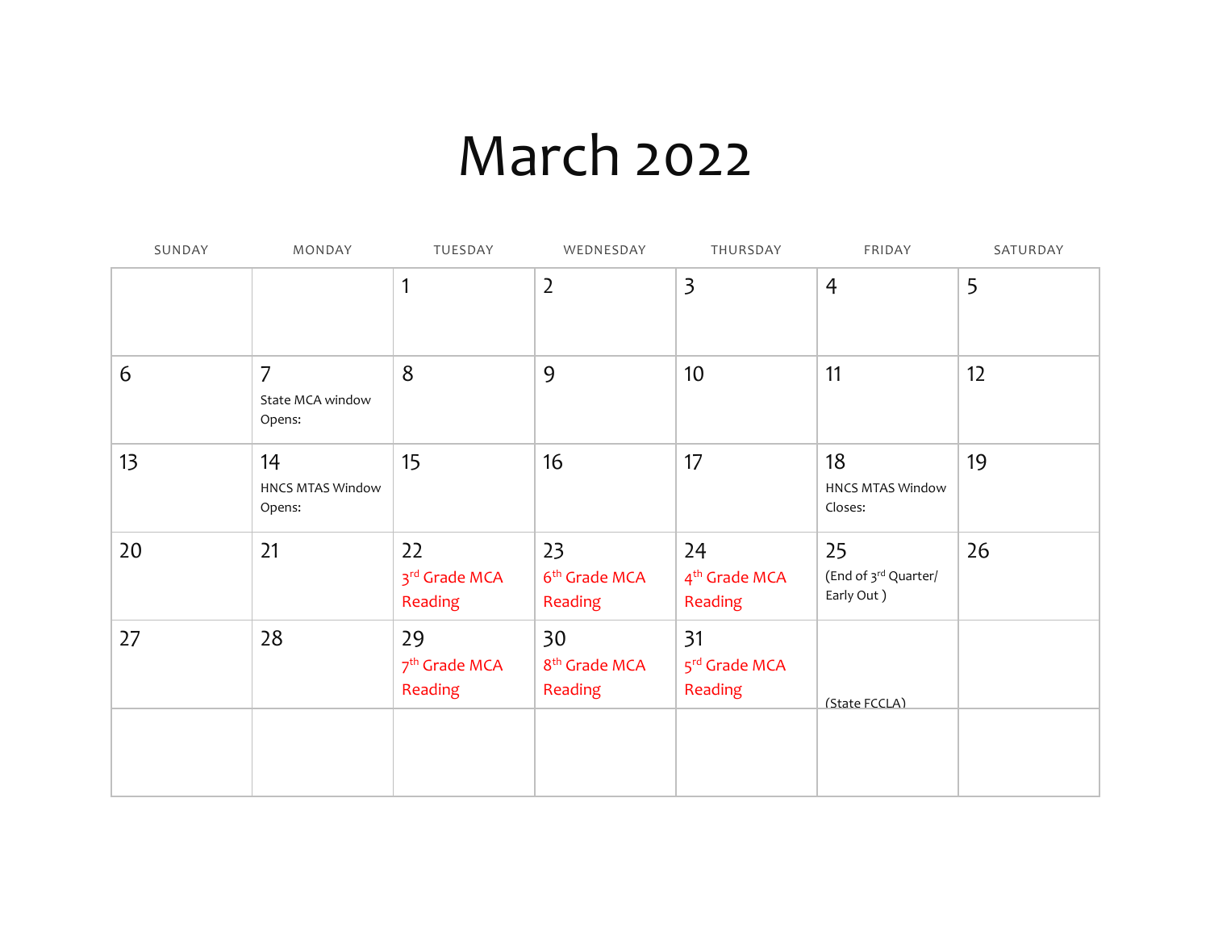# March 2022

| SUNDAY | MONDAY | TUESDAY | WEDNESDAY | THURSDAY | FRIDAY | SATURDAY |
|---|---|---|---|---|---|---|
| | | 1 | 2 | 3 | 4 | 5 |
| 6 | 7 State MCA window Opens: | 8 | 9 | 10 | 11 | 12 |
| 13 | 14 HNCS MTAS Window Opens: | 15 | 16 | 17 | 18 HNCS MTAS Window Closes: | 19 |
| 20 | 21 | 22 3rd Grade MCA Reading | 23 6th Grade MCA Reading | 24 4th Grade MCA Reading | 25 (End of 3rd Quarter/ Early Out ) | 26 |
| 27 | 28 | 29 7th Grade MCA Reading | 30 8th Grade MCA Reading | 31 5rd Grade MCA Reading | (State FCCLA) | |
| | | | | | | |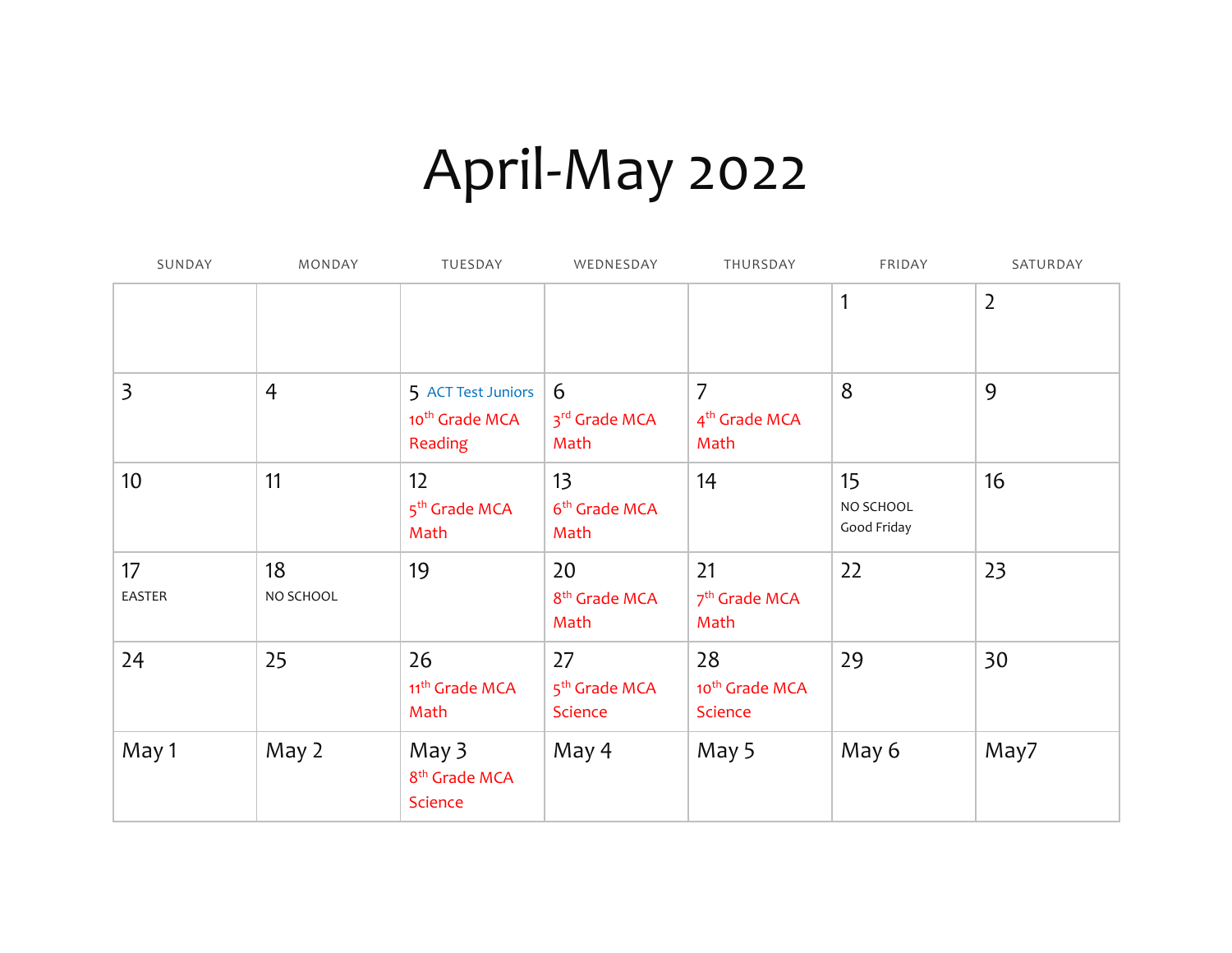# April-May 2022

| SUNDAY | MONDAY | TUESDAY | WEDNESDAY | THURSDAY | FRIDAY | SATURDAY |
|---|---|---|---|---|---|---|
| | | | | | 1 | 2 |
| 3 | 4 | 5 ACT Test Juniors 10th Grade MCA Reading | 6 3rd Grade MCA Math | 7 4th Grade MCA Math | 8 | 9 |
| 10 | 11 | 12 5th Grade MCA Math | 13 6th Grade MCA Math | 14 | 15 NO SCHOOL Good Friday | 16 |
| 17 EASTER | 18 NO SCHOOL | 19 | 20 8th Grade MCA Math | 21 7th Grade MCA Math | 22 | 23 |
| 24 | 25 | 26 11th Grade MCA Math | 27 5th Grade MCA Science | 28 10th Grade MCA Science | 29 | 30 |
| May 1 | May 2 | May 3 8th Grade MCA Science | May 4 | May 5 | May 6 | May7 |